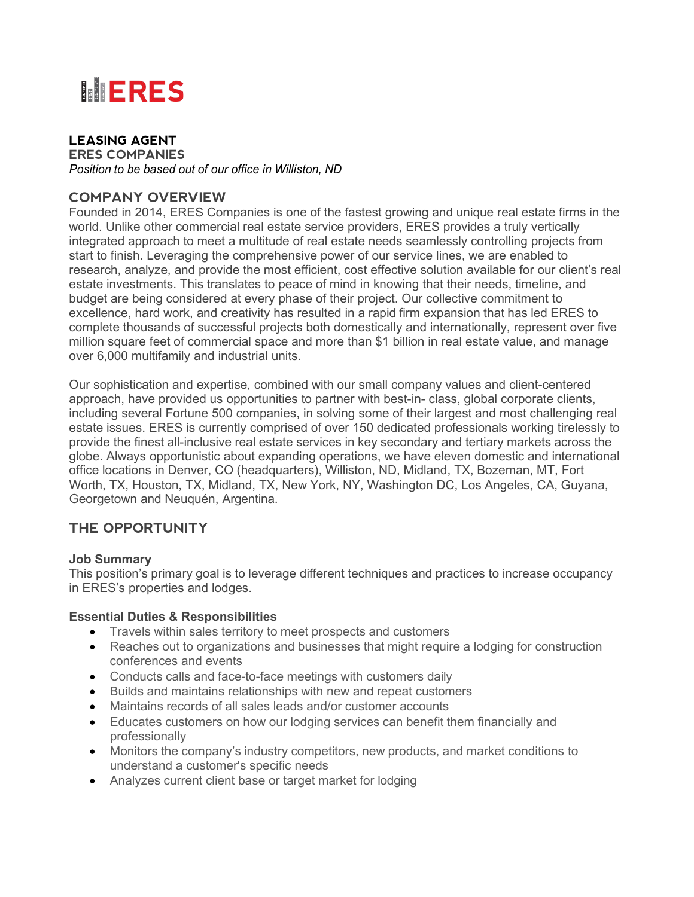# ERES

## LEASING AGENT

**ERES COMPANIES**

*Position to be based out of our office in Williston, ND*

## COMPANY OVERVIEW

Founded in 2014, ERES Companies is one of the fastest growing and unique real estate firms in the world. Unlike other commercial real estate service providers, ERES provides a truly vertically integrated approach to meet a multitude of real estate needs seamlessly controlling projects from start to finish. Leveraging the comprehensive power of our service lines, we are enabled to research, analyze, and provide the most efficient, cost effective solution available for our client's real estate investments. This translates to peace of mind in knowing that their needs, timeline, and budget are being considered at every phase of their project. Our collective commitment to excellence, hard work, and creativity has resulted in a rapid firm expansion that has led ERES to complete thousands of successful projects both domestically and internationally, represent over five million square feet of commercial space and more than $1 billion in real estate value, and manage over 6,000 multifamily and industrial units.

Our sophistication and expertise, combined with our small company values and client-centered approach, have provided us opportunities to partner with best-in- class, global corporate clients, including several Fortune 500 companies, in solving some of their largest and most challenging real estate issues. ERES is currently comprised of over 150 dedicated professionals working tirelessly to provide the finest all-inclusive real estate services in key secondary and tertiary markets across the globe. Always opportunistic about expanding operations, we have eleven domestic and international office locations in Denver, CO (headquarters), Williston, ND, Midland, TX, Bozeman, MT, Fort Worth, TX, Houston, TX, Midland, TX, New York, NY, Washington DC, Los Angeles, CA, Guyana, Georgetown and Neuquén, Argentina.

## THE OPPORTUNITY

**Job Summary**

This position's primary goal is to leverage different techniques and practices to increase occupancy in ERES's properties and lodges.

**Essential Duties & Responsibilities**

- Travels within sales territory to meet prospects and customers
- Reaches out to organizations and businesses that might require a lodging for construction conferences and events
- Conducts calls and face-to-face meetings with customers daily
- Builds and maintains relationships with new and repeat customers
- Maintains records of all sales leads and/or customer accounts
- Educates customers on how our lodging services can benefit them financially and professionally
- Monitors the company's industry competitors, new products, and market conditions to understand a customer's specific needs
- Analyzes current client base or target market for lodging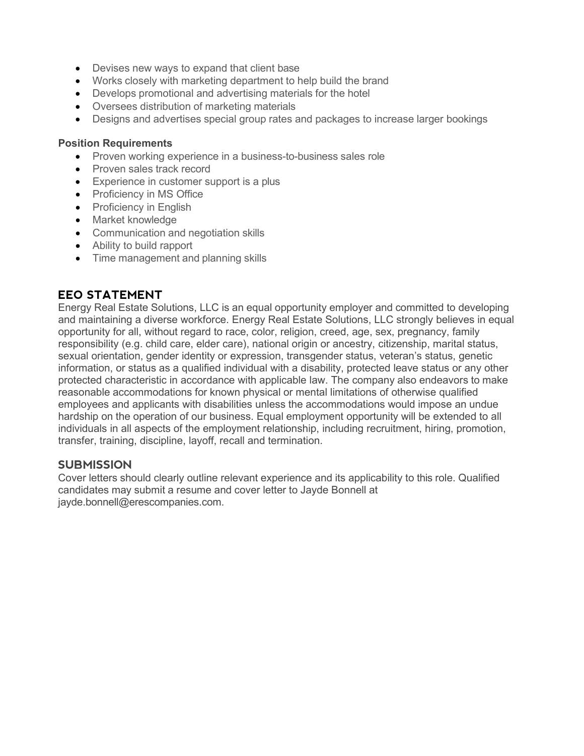- Devises new ways to expand that client base
- Works closely with marketing department to help build the brand
- Develops promotional and advertising materials for the hotel
- Oversees distribution of marketing materials
- Designs and advertises special group rates and packages to increase larger bookings

**Position Requirements**

- Proven working experience in a business-to-business sales role
- Proven sales track record
- Experience in customer support is a plus
- Proficiency in MS Office
- Proficiency in English
- Market knowledge
- Communication and negotiation skills
- Ability to build rapport
- Time management and planning skills

## EEO STATEMENT

Energy Real Estate Solutions, LLC is an equal opportunity employer and committed to developing and maintaining a diverse workforce. Energy Real Estate Solutions, LLC strongly believes in equal opportunity for all, without regard to race, color, religion, creed, age, sex, pregnancy, family responsibility (e.g. child care, elder care), national origin or ancestry, citizenship, marital status, sexual orientation, gender identity or expression, transgender status, veteran's status, genetic information, or status as a qualified individual with a disability, protected leave status or any other protected characteristic in accordance with applicable law. The company also endeavors to make reasonable accommodations for known physical or mental limitations of otherwise qualified employees and applicants with disabilities unless the accommodations would impose an undue hardship on the operation of our business. Equal employment opportunity will be extended to all individuals in all aspects of the employment relationship, including recruitment, hiring, promotion, transfer, training, discipline, layoff, recall and termination.

## SUBMISSION

Cover letters should clearly outline relevant experience and its applicability to this role. Qualified candidates may submit a resume and cover letter to Jayde Bonnell at jayde.bonnell@erescompanies.com.